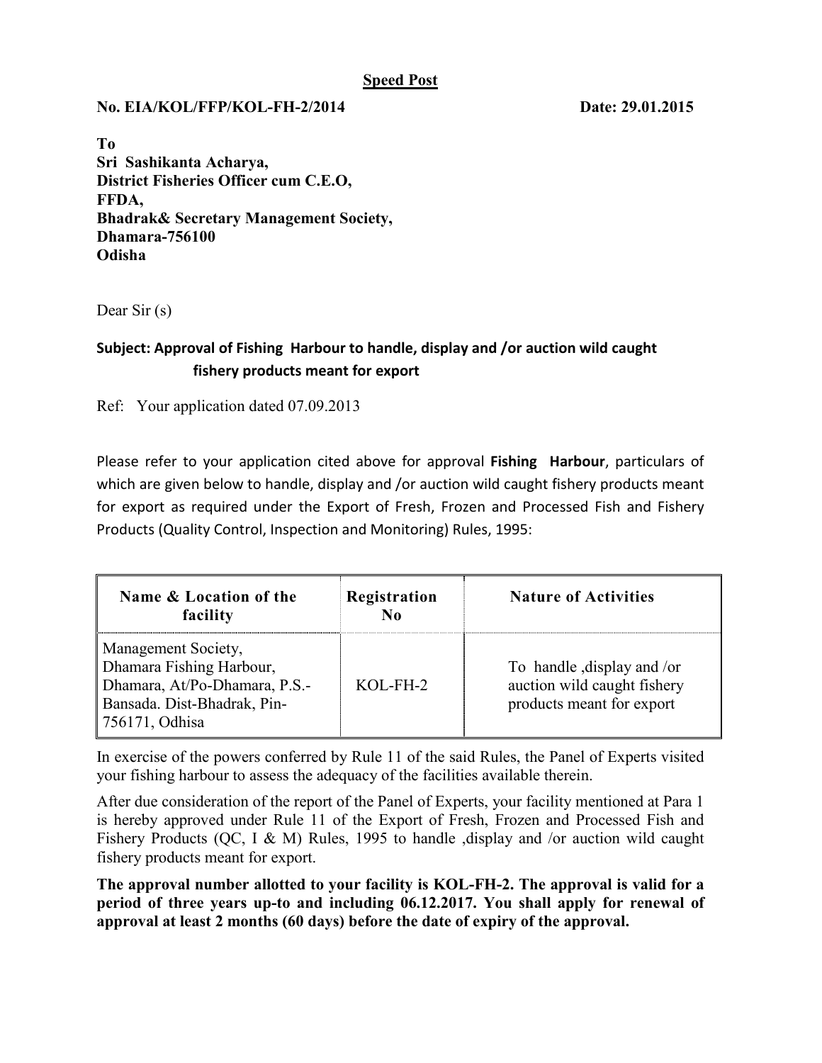**Speed Post**

**No. EIA/KOL/FFP/KOL-FH-2/2014** **Date: 29.01.2015**

**To**
**Sri Sashikanta Acharya,**
**District Fisheries Officer cum C.E.O,**
**FFDA,**
**Bhadrak& Secretary Management Society,**
**Dhamara-756100**
**Odisha**

Dear Sir (s)

**Subject: Approval of Fishing Harbour to handle, display and /or auction wild caught fishery products meant for export**

Ref: Your application dated 07.09.2013

Please refer to your application cited above for approval **Fishing Harbour**, particulars of which are given below to handle, display and /or auction wild caught fishery products meant for export as required under the Export of Fresh, Frozen and Processed Fish and Fishery Products (Quality Control, Inspection and Monitoring) Rules, 1995:

| Name & Location of the facility | Registration No | Nature of Activities |
|---|---|---|
| Management Society, Dhamara Fishing Harbour, Dhamara, At/Po-Dhamara, P.S.-Bansada. Dist-Bhadrak, Pin-756171, Odhisa | KOL-FH-2 | To handle ,display and /or auction wild caught fishery products meant for export |

In exercise of the powers conferred by Rule 11 of the said Rules, the Panel of Experts visited your fishing harbour to assess the adequacy of the facilities available therein.

After due consideration of the report of the Panel of Experts, your facility mentioned at Para 1 is hereby approved under Rule 11 of the Export of Fresh, Frozen and Processed Fish and Fishery Products (QC, I & M) Rules, 1995 to handle ,display and /or auction wild caught fishery products meant for export.

**The approval number allotted to your facility is KOL-FH-2. The approval is valid for a period of three years up-to and including 06.12.2017. You shall apply for renewal of approval at least 2 months (60 days) before the date of expiry of the approval.**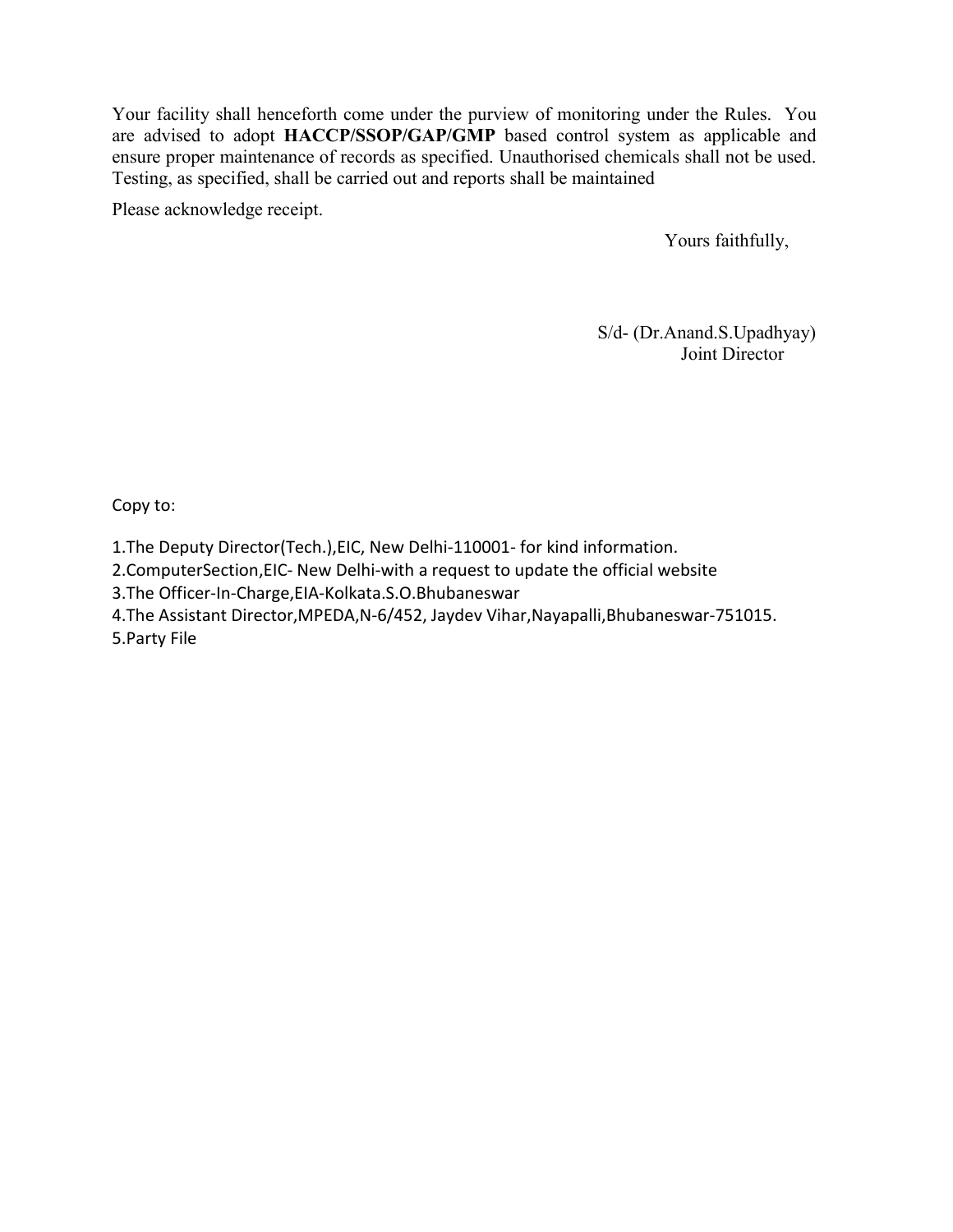Your facility shall henceforth come under the purview of monitoring under the Rules. You are advised to adopt **HACCP/SSOP/GAP/GMP** based control system as applicable and ensure proper maintenance of records as specified. Unauthorised chemicals shall not be used. Testing, as specified, shall be carried out and reports shall be maintained

Please acknowledge receipt.

Yours faithfully,

S/d- (Dr.Anand.S.Upadhyay)
Joint Director

Copy to:

1.The Deputy Director(Tech.),EIC, New Delhi-110001- for kind information.
2.ComputerSection,EIC- New Delhi-with a request to update the official website
3.The Officer-In-Charge,EIA-Kolkata.S.O.Bhubaneswar
4.The Assistant Director,MPEDA,N-6/452, Jaydev Vihar,Nayapalli,Bhubaneswar-751015.
5.Party File